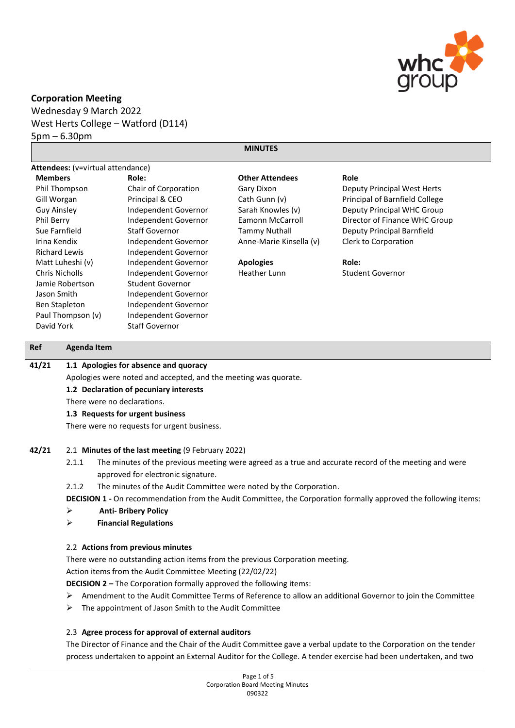# Corporation Meeting

Wednesday 9 March 2022
West Herts College – Watford (D114)
5pm – 6.30pm

## MINUTES

**Attendees:** (v=virtual attendance)

| Members | Role: | Other Attendees | Role |
|---|---|---|---|
| Phil Thompson | Chair of Corporation | Gary Dixon | Deputy Principal West Herts |
| Gill Worgan | Principal & CEO | Cath Gunn (v) | Principal of Barnfield College |
| Guy Ainsley | Independent Governor | Sarah Knowles (v) | Deputy Principal WHC Group |
| Phil Berry | Independent Governor | Eamonn McCarroll | Director of Finance WHC Group |
| Sue Farnfield | Staff Governor | Tammy Nuthall | Deputy Principal Barnfield |
| Irina Kendix | Independent Governor | Anne-Marie Kinsella (v) | Clerk to Corporation |
| Richard Lewis | Independent Governor | | |
| Matt Luheshi (v) | Independent Governor | **Apologies** | **Role:** |
| Chris Nicholls | Independent Governor | Heather Lunn | Student Governor |
| Jamie Robertson | Student Governor | | |
| Jason Smith | Independent Governor | | |
| Ben Stapleton | Independent Governor | | |
| Paul Thompson (v) | Independent Governor | | |
| David York | Staff Governor | | |

| Ref | Agenda Item |
|---|---|

**41/21**

**1.1 Apologies for absence and quoracy**

Apologies were noted and accepted, and the meeting was quorate.

**1.2 Declaration of pecuniary interests**

There were no declarations.

**1.3 Requests for urgent business**

There were no requests for urgent business.

**42/21**

2.1 **Minutes of the last meeting** (9 February 2022)

2.1.1 The minutes of the previous meeting were agreed as a true and accurate record of the meeting and were approved for electronic signature.

2.1.2 The minutes of the Audit Committee were noted by the Corporation.

**DECISION 1 -** On recommendation from the Audit Committee, the Corporation formally approved the following items:

- **Anti- Bribery Policy**
- **Financial Regulations**

2.2 **Actions from previous minutes**

There were no outstanding action items from the previous Corporation meeting.

Action items from the Audit Committee Meeting (22/02/22)

**DECISION 2 –** The Corporation formally approved the following items:

- Amendment to the Audit Committee Terms of Reference to allow an additional Governor to join the Committee
- The appointment of Jason Smith to the Audit Committee

2.3 **Agree process for approval of external auditors**

The Director of Finance and the Chair of the Audit Committee gave a verbal update to the Corporation on the tender process undertaken to appoint an External Auditor for the College. A tender exercise had been undertaken, and two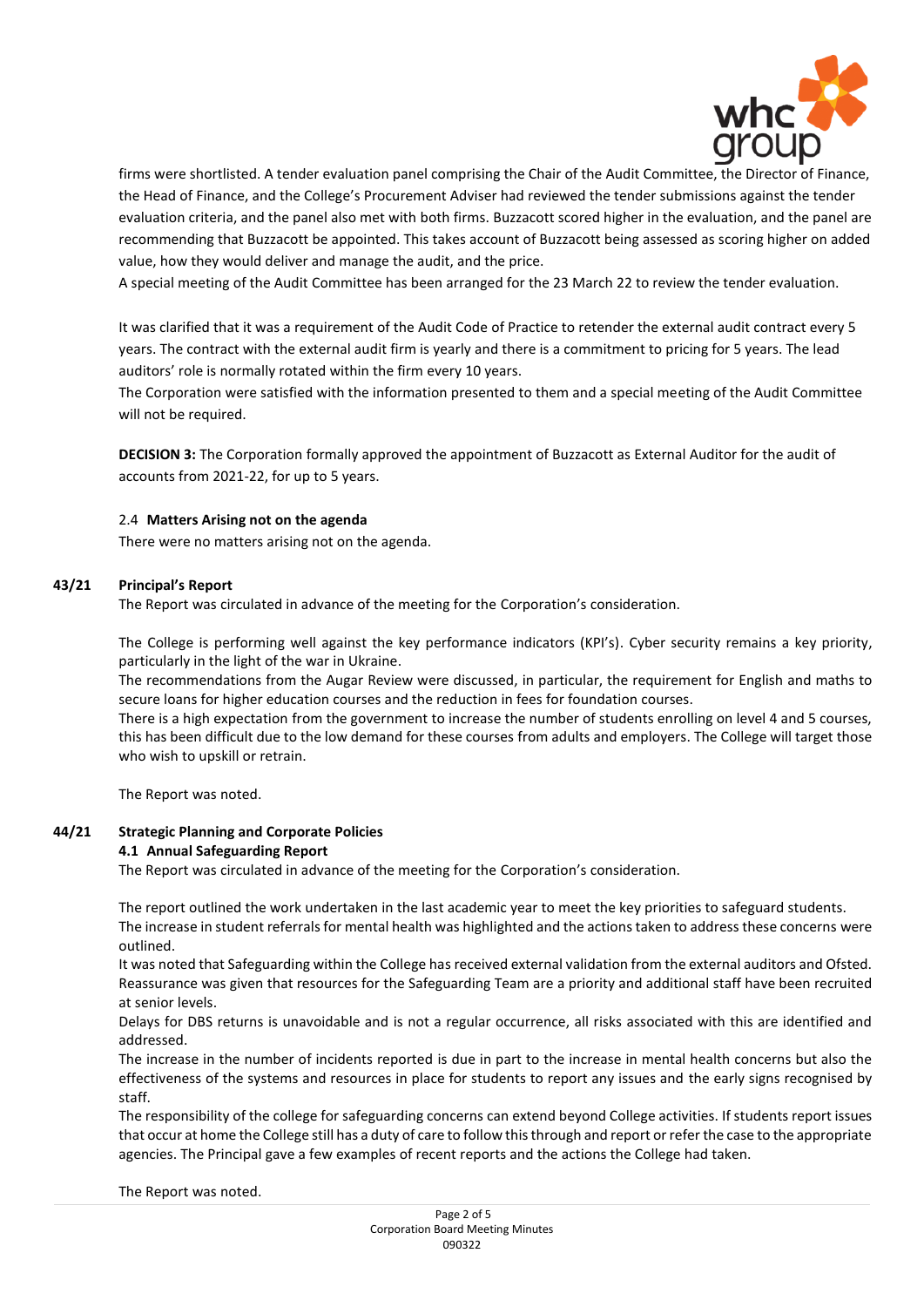firms were shortlisted. A tender evaluation panel comprising the Chair of the Audit Committee, the Director of Finance, the Head of Finance, and the College's Procurement Adviser had reviewed the tender submissions against the tender evaluation criteria, and the panel also met with both firms. Buzzacott scored higher in the evaluation, and the panel are recommending that Buzzacott be appointed. This takes account of Buzzacott being assessed as scoring higher on added value, how they would deliver and manage the audit, and the price.
A special meeting of the Audit Committee has been arranged for the 23 March 22 to review the tender evaluation.

It was clarified that it was a requirement of the Audit Code of Practice to retender the external audit contract every 5 years. The contract with the external audit firm is yearly and there is a commitment to pricing for 5 years. The lead auditors' role is normally rotated within the firm every 10 years.
The Corporation were satisfied with the information presented to them and a special meeting of the Audit Committee will not be required.

**DECISION 3:** The Corporation formally approved the appointment of Buzzacott as External Auditor for the audit of accounts from 2021-22, for up to 5 years.

2.4 **Matters Arising not on the agenda**

There were no matters arising not on the agenda.

**43/21 Principal's Report**

The Report was circulated in advance of the meeting for the Corporation's consideration.

The College is performing well against the key performance indicators (KPI's). Cyber security remains a key priority, particularly in the light of the war in Ukraine.
The recommendations from the Augar Review were discussed, in particular, the requirement for English and maths to secure loans for higher education courses and the reduction in fees for foundation courses.
There is a high expectation from the government to increase the number of students enrolling on level 4 and 5 courses, this has been difficult due to the low demand for these courses from adults and employers. The College will target those who wish to upskill or retrain.

The Report was noted.

**44/21 Strategic Planning and Corporate Policies**

**4.1 Annual Safeguarding Report**

The Report was circulated in advance of the meeting for the Corporation's consideration.

The report outlined the work undertaken in the last academic year to meet the key priorities to safeguard students.
The increase in student referrals for mental health was highlighted and the actions taken to address these concerns were outlined.
It was noted that Safeguarding within the College has received external validation from the external auditors and Ofsted. Reassurance was given that resources for the Safeguarding Team are a priority and additional staff have been recruited at senior levels.
Delays for DBS returns is unavoidable and is not a regular occurrence, all risks associated with this are identified and addressed.
The increase in the number of incidents reported is due in part to the increase in mental health concerns but also the effectiveness of the systems and resources in place for students to report any issues and the early signs recognised by staff.
The responsibility of the college for safeguarding concerns can extend beyond College activities. If students report issues that occur at home the College still has a duty of care to follow this through and report or refer the case to the appropriate agencies. The Principal gave a few examples of recent reports and the actions the College had taken.

The Report was noted.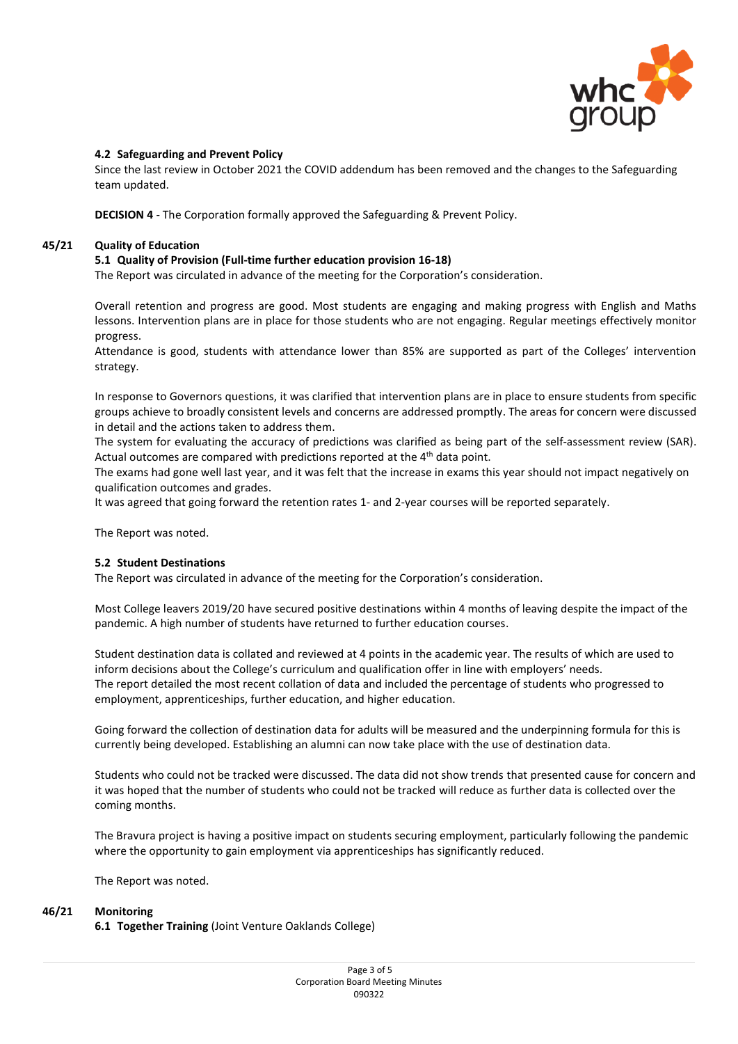**4.2 Safeguarding and Prevent Policy**

Since the last review in October 2021 the COVID addendum has been removed and the changes to the Safeguarding team updated.

**DECISION 4** - The Corporation formally approved the Safeguarding & Prevent Policy.

**45/21 Quality of Education**

**5.1 Quality of Provision (Full-time further education provision 16-18)**

The Report was circulated in advance of the meeting for the Corporation's consideration.

Overall retention and progress are good. Most students are engaging and making progress with English and Maths lessons. Intervention plans are in place for those students who are not engaging. Regular meetings effectively monitor progress.

Attendance is good, students with attendance lower than 85% are supported as part of the Colleges' intervention strategy.

In response to Governors questions, it was clarified that intervention plans are in place to ensure students from specific groups achieve to broadly consistent levels and concerns are addressed promptly. The areas for concern were discussed in detail and the actions taken to address them.

The system for evaluating the accuracy of predictions was clarified as being part of the self-assessment review (SAR). Actual outcomes are compared with predictions reported at the 4th data point.

The exams had gone well last year, and it was felt that the increase in exams this year should not impact negatively on qualification outcomes and grades.

It was agreed that going forward the retention rates 1- and 2-year courses will be reported separately.

The Report was noted.

**5.2 Student Destinations**

The Report was circulated in advance of the meeting for the Corporation's consideration.

Most College leavers 2019/20 have secured positive destinations within 4 months of leaving despite the impact of the pandemic. A high number of students have returned to further education courses.

Student destination data is collated and reviewed at 4 points in the academic year. The results of which are used to inform decisions about the College's curriculum and qualification offer in line with employers' needs.

The report detailed the most recent collation of data and included the percentage of students who progressed to employment, apprenticeships, further education, and higher education.

Going forward the collection of destination data for adults will be measured and the underpinning formula for this is currently being developed. Establishing an alumni can now take place with the use of destination data.

Students who could not be tracked were discussed. The data did not show trends that presented cause for concern and it was hoped that the number of students who could not be tracked will reduce as further data is collected over the coming months.

The Bravura project is having a positive impact on students securing employment, particularly following the pandemic where the opportunity to gain employment via apprenticeships has significantly reduced.

The Report was noted.

**46/21 Monitoring**

**6.1 Together Training** (Joint Venture Oaklands College)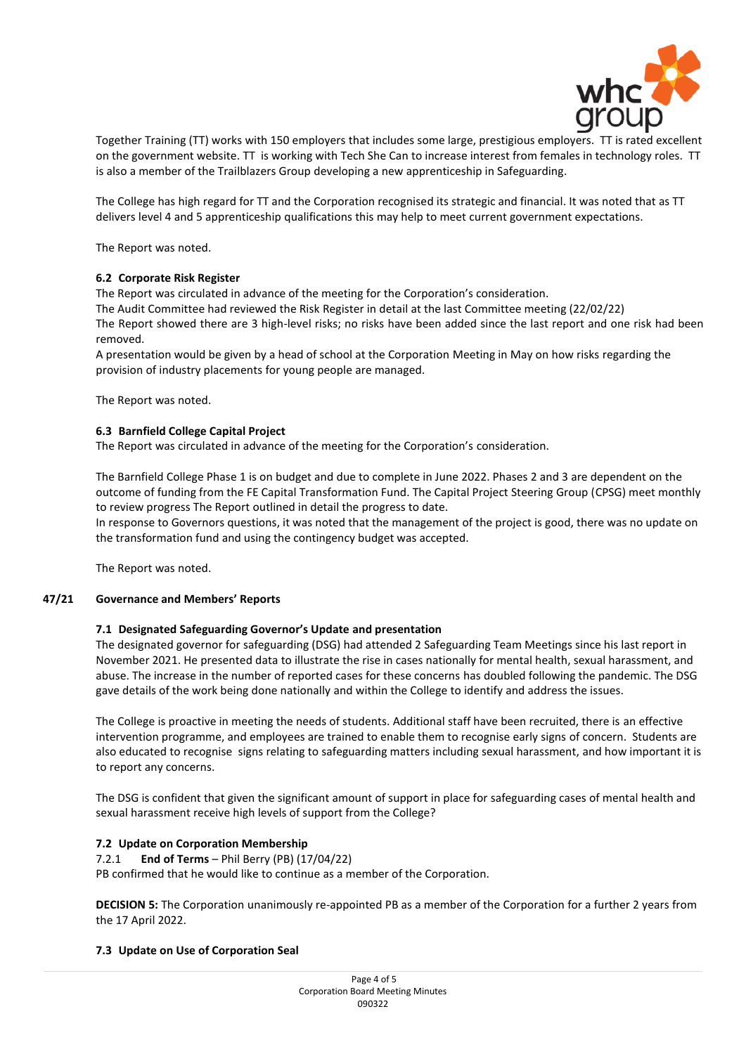Together Training (TT) works with 150 employers that includes some large, prestigious employers. TT is rated excellent on the government website. TT is working with Tech She Can to increase interest from females in technology roles. TT is also a member of the Trailblazers Group developing a new apprenticeship in Safeguarding.

The College has high regard for TT and the Corporation recognised its strategic and financial. It was noted that as TT delivers level 4 and 5 apprenticeship qualifications this may help to meet current government expectations.

The Report was noted.

**6.2 Corporate Risk Register**

The Report was circulated in advance of the meeting for the Corporation's consideration.
The Audit Committee had reviewed the Risk Register in detail at the last Committee meeting (22/02/22)
The Report showed there are 3 high-level risks; no risks have been added since the last report and one risk had been removed.
A presentation would be given by a head of school at the Corporation Meeting in May on how risks regarding the provision of industry placements for young people are managed.

The Report was noted.

**6.3 Barnfield College Capital Project**

The Report was circulated in advance of the meeting for the Corporation's consideration.

The Barnfield College Phase 1 is on budget and due to complete in June 2022. Phases 2 and 3 are dependent on the outcome of funding from the FE Capital Transformation Fund. The Capital Project Steering Group (CPSG) meet monthly to review progress The Report outlined in detail the progress to date.
In response to Governors questions, it was noted that the management of the project is good, there was no update on the transformation fund and using the contingency budget was accepted.

The Report was noted.

**47/21 Governance and Members' Reports**

**7.1 Designated Safeguarding Governor's Update and presentation**

The designated governor for safeguarding (DSG) had attended 2 Safeguarding Team Meetings since his last report in November 2021. He presented data to illustrate the rise in cases nationally for mental health, sexual harassment, and abuse. The increase in the number of reported cases for these concerns has doubled following the pandemic. The DSG gave details of the work being done nationally and within the College to identify and address the issues.

The College is proactive in meeting the needs of students. Additional staff have been recruited, there is an effective intervention programme, and employees are trained to enable them to recognise early signs of concern. Students are also educated to recognise signs relating to safeguarding matters including sexual harassment, and how important it is to report any concerns.

The DSG is confident that given the significant amount of support in place for safeguarding cases of mental health and sexual harassment receive high levels of support from the College?

**7.2 Update on Corporation Membership**

7.2.1 **End of Terms** – Phil Berry (PB) (17/04/22)
PB confirmed that he would like to continue as a member of the Corporation.

**DECISION 5:** The Corporation unanimously re-appointed PB as a member of the Corporation for a further 2 years from the 17 April 2022.

**7.3 Update on Use of Corporation Seal**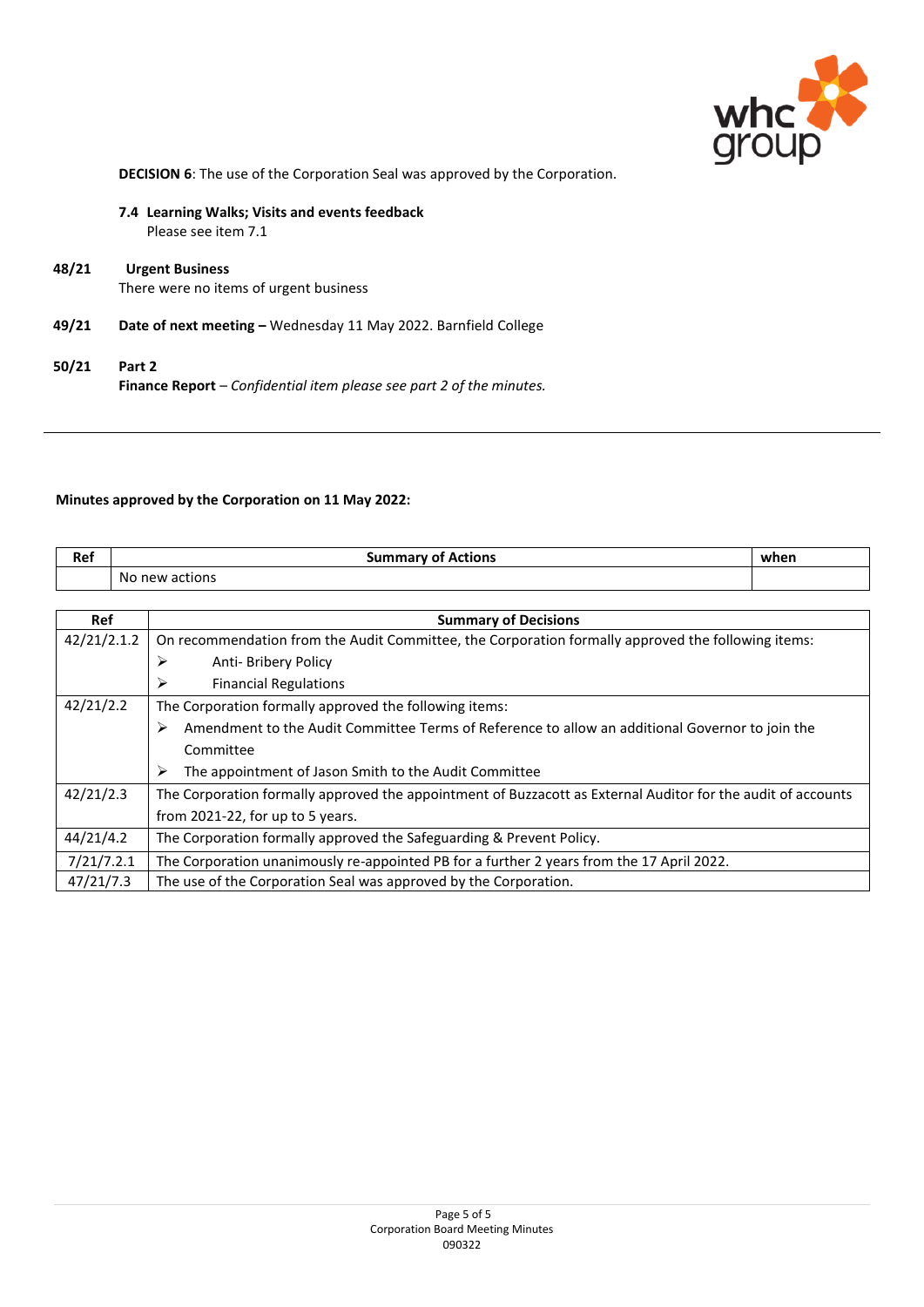**DECISION 6**: The use of the Corporation Seal was approved by the Corporation.

**7.4 Learning Walks; Visits and events feedback**
Please see item 7.1

**48/21 Urgent Business**
There were no items of urgent business

**49/21 Date of next meeting –** Wednesday 11 May 2022. Barnfield College

**50/21 Part 2**
**Finance Report** – *Confidential item please see part 2 of the minutes.*

---

**Minutes approved by the Corporation on 11 May 2022:**

| Ref | Summary of Actions | when |
|---|---|---|
| | No new actions | |

| Ref | Summary of Decisions |
|---|---|
| 42/21/2.1.2 | On recommendation from the Audit Committee, the Corporation formally approved the following items: ➢ Anti- Bribery Policy ➢ Financial Regulations |
| 42/21/2.2 | The Corporation formally approved the following items: ➢ Amendment to the Audit Committee Terms of Reference to allow an additional Governor to join the Committee ➢ The appointment of Jason Smith to the Audit Committee |
| 42/21/2.3 | The Corporation formally approved the appointment of Buzzacott as External Auditor for the audit of accounts from 2021-22, for up to 5 years. |
| 44/21/4.2 | The Corporation formally approved the Safeguarding & Prevent Policy. |
| 7/21/7.2.1 | The Corporation unanimously re-appointed PB for a further 2 years from the 17 April 2022. |
| 47/21/7.3 | The use of the Corporation Seal was approved by the Corporation. |